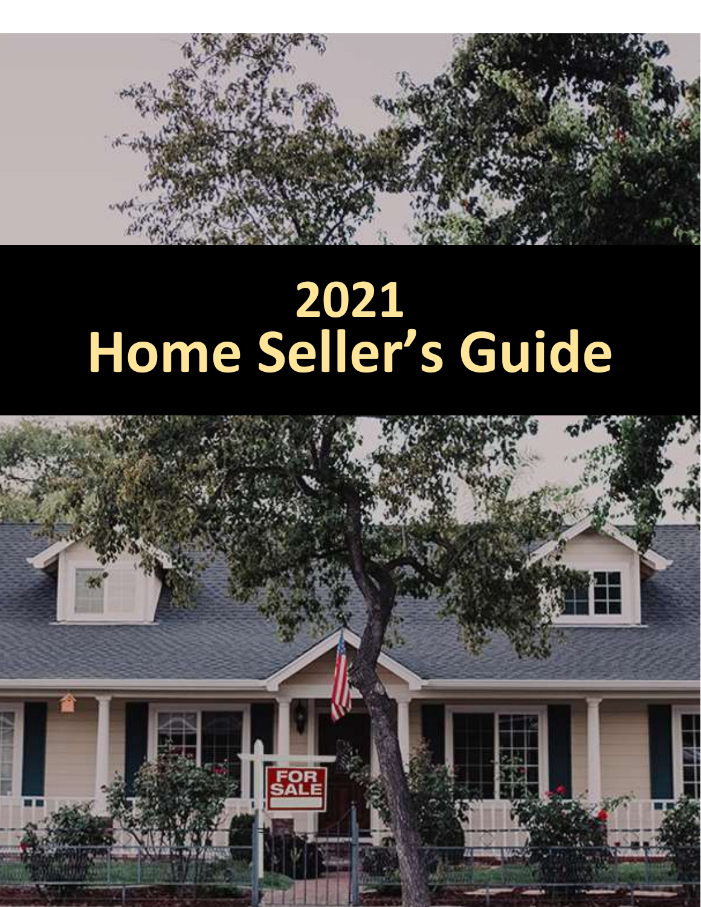# 2021
# Home Seller's Guide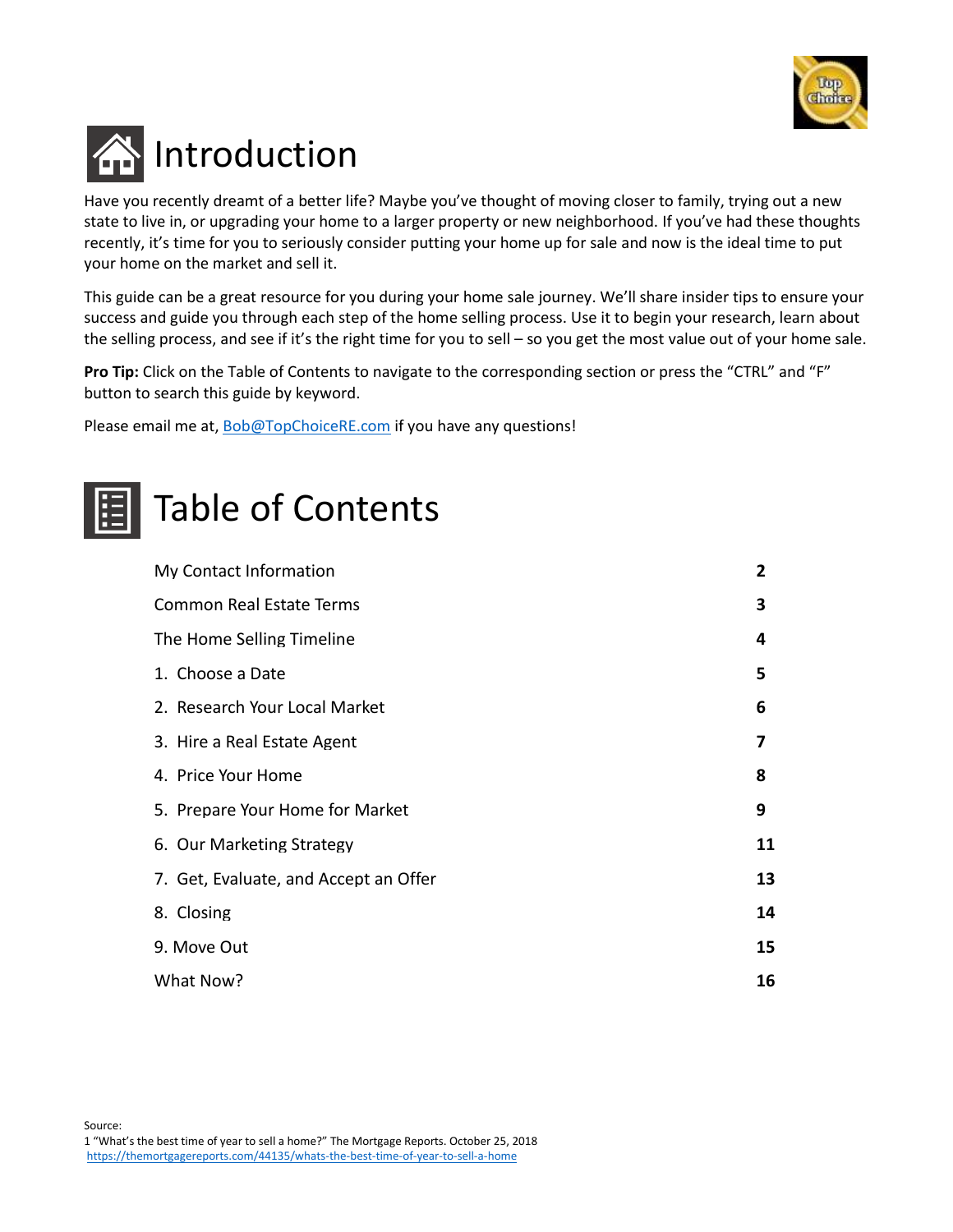# Introduction

Have you recently dreamt of a better life? Maybe you've thought of moving closer to family, trying out a new state to live in, or upgrading your home to a larger property or new neighborhood. If you've had these thoughts recently, it's time for you to seriously consider putting your home up for sale and now is the ideal time to put your home on the market and sell it.

This guide can be a great resource for you during your home sale journey. We'll share insider tips to ensure your success and guide you through each step of the home selling process. Use it to begin your research, learn about the selling process, and see if it's the right time for you to sell – so you get the most value out of your home sale.

**Pro Tip:** Click on the Table of Contents to navigate to the corresponding section or press the "CTRL" and "F" button to search this guide by keyword.

Please email me at, Bob@TopChoiceRE.com if you have any questions!

# Table of Contents

| | |
|---|---|
| My Contact Information | **2** |
| Common Real Estate Terms | **3** |
| The Home Selling Timeline | **4** |
| 1. Choose a Date | **5** |
| 2. Research Your Local Market | **6** |
| 3. Hire a Real Estate Agent | **7** |
| 4. Price Your Home | **8** |
| 5. Prepare Your Home for Market | **9** |
| 6. Our Marketing Strategy | **11** |
| 7. Get, Evaluate, and Accept an Offer | **13** |
| 8. Closing | **14** |
| 9. Move Out | **15** |
| What Now? | **16** |

Source:
1 "What's the best time of year to sell a home?" The Mortgage Reports. October 25, 2018
https://themortgagereports.com/44135/whats-the-best-time-of-year-to-sell-a-home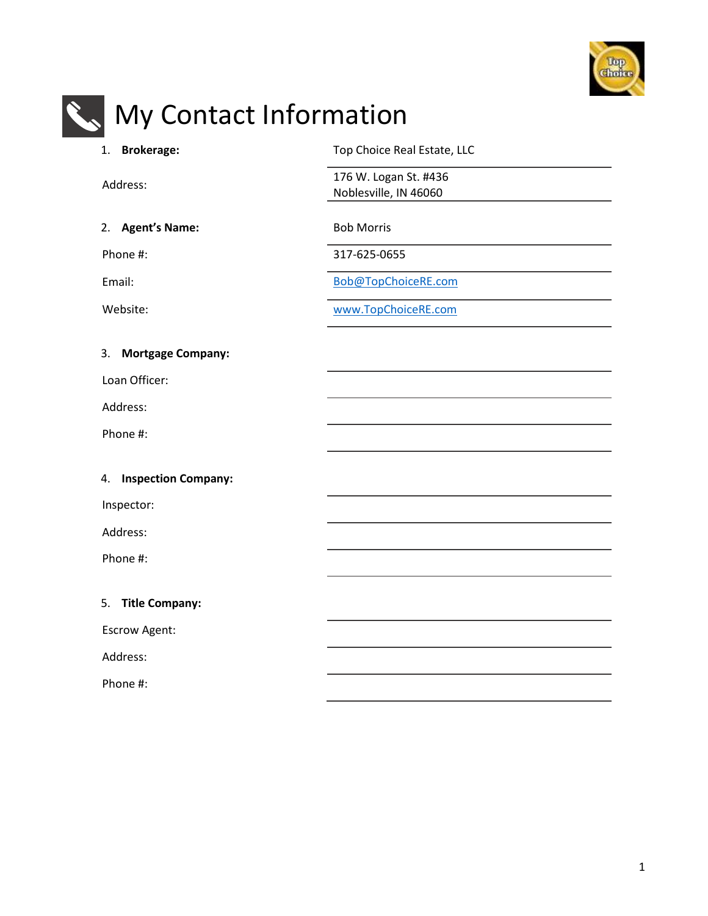# My Contact Information

1. **Brokerage:** Top Choice Real Estate, LLC

   Address: 176 W. Logan St. #436
   Noblesville, IN 46060

2. **Agent's Name:** Bob Morris

   Phone #: 317-625-0655

   Email: Bob@TopChoiceRE.com

   Website: www.TopChoiceRE.com

3. **Mortgage Company:** ______________________

   Loan Officer: ______________________

   Address: ______________________

   Phone #: ______________________

4. **Inspection Company:** ______________________

   Inspector: ______________________

   Address: ______________________

   Phone #: ______________________

5. **Title Company:** ______________________

   Escrow Agent: ______________________

   Address: ______________________

   Phone #: ______________________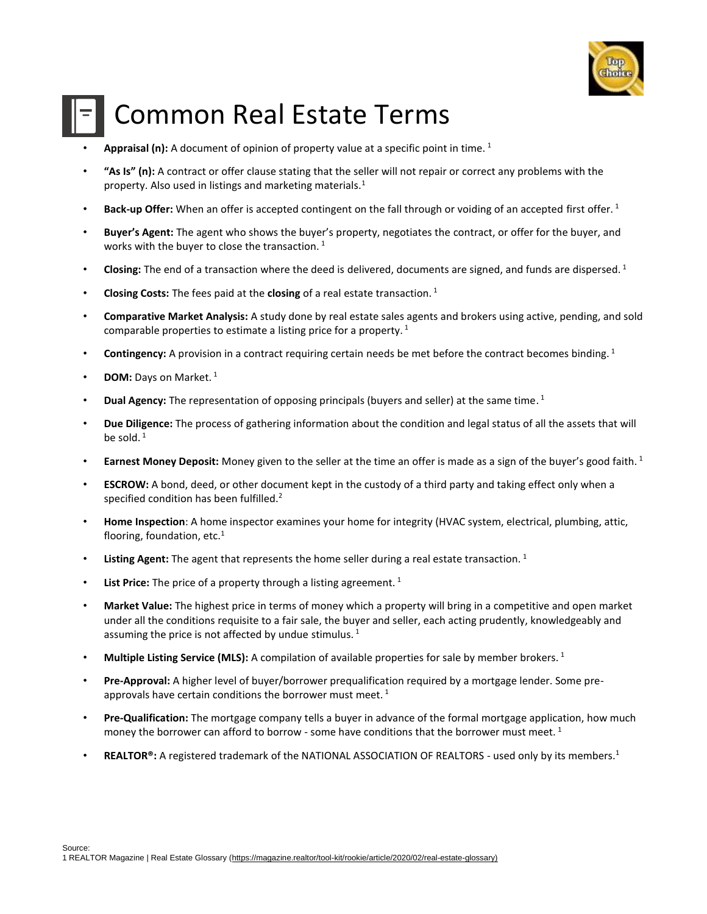# Common Real Estate Terms

- **Appraisal (n):** A document of opinion of property value at a specific point in time. [1]
- **"As Is" (n):** A contract or offer clause stating that the seller will not repair or correct any problems with the property. Also used in listings and marketing materials.[1]
- **Back-up Offer:** When an offer is accepted contingent on the fall through or voiding of an accepted first offer. [1]
- **Buyer's Agent:** The agent who shows the buyer's property, negotiates the contract, or offer for the buyer, and works with the buyer to close the transaction. [1]
- **Closing:** The end of a transaction where the deed is delivered, documents are signed, and funds are dispersed. [1]
- **Closing Costs:** The fees paid at the **closing** of a real estate transaction. [1]
- **Comparative Market Analysis:** A study done by real estate sales agents and brokers using active, pending, and sold comparable properties to estimate a listing price for a property. [1]
- **Contingency:** A provision in a contract requiring certain needs be met before the contract becomes binding. [1]
- **DOM:** Days on Market. [1]
- **Dual Agency:** The representation of opposing principals (buyers and seller) at the same time. [1]
- **Due Diligence:** The process of gathering information about the condition and legal status of all the assets that will be sold. [1]
- **Earnest Money Deposit:** Money given to the seller at the time an offer is made as a sign of the buyer's good faith. [1]
- **ESCROW:** A bond, deed, or other document kept in the custody of a third party and taking effect only when a specified condition has been fulfilled.[2]
- **Home Inspection**: A home inspector examines your home for integrity (HVAC system, electrical, plumbing, attic, flooring, foundation, etc.[1]
- **Listing Agent:** The agent that represents the home seller during a real estate transaction. [1]
- **List Price:** The price of a property through a listing agreement. [1]
- **Market Value:** The highest price in terms of money which a property will bring in a competitive and open market under all the conditions requisite to a fair sale, the buyer and seller, each acting prudently, knowledgeably and assuming the price is not affected by undue stimulus. [1]
- **Multiple Listing Service (MLS):** A compilation of available properties for sale by member brokers. [1]
- **Pre-Approval:** A higher level of buyer/borrower prequalification required by a mortgage lender. Some pre-approvals have certain conditions the borrower must meet. [1]
- **Pre-Qualification:** The mortgage company tells a buyer in advance of the formal mortgage application, how much money the borrower can afford to borrow - some have conditions that the borrower must meet. [1]
- **REALTOR®:** A registered trademark of the NATIONAL ASSOCIATION OF REALTORS - used only by its members.[1]

Source:
1 REALTOR Magazine | Real Estate Glossary (https://magazine.realtor/tool-kit/rookie/article/2020/02/real-estate-glossary)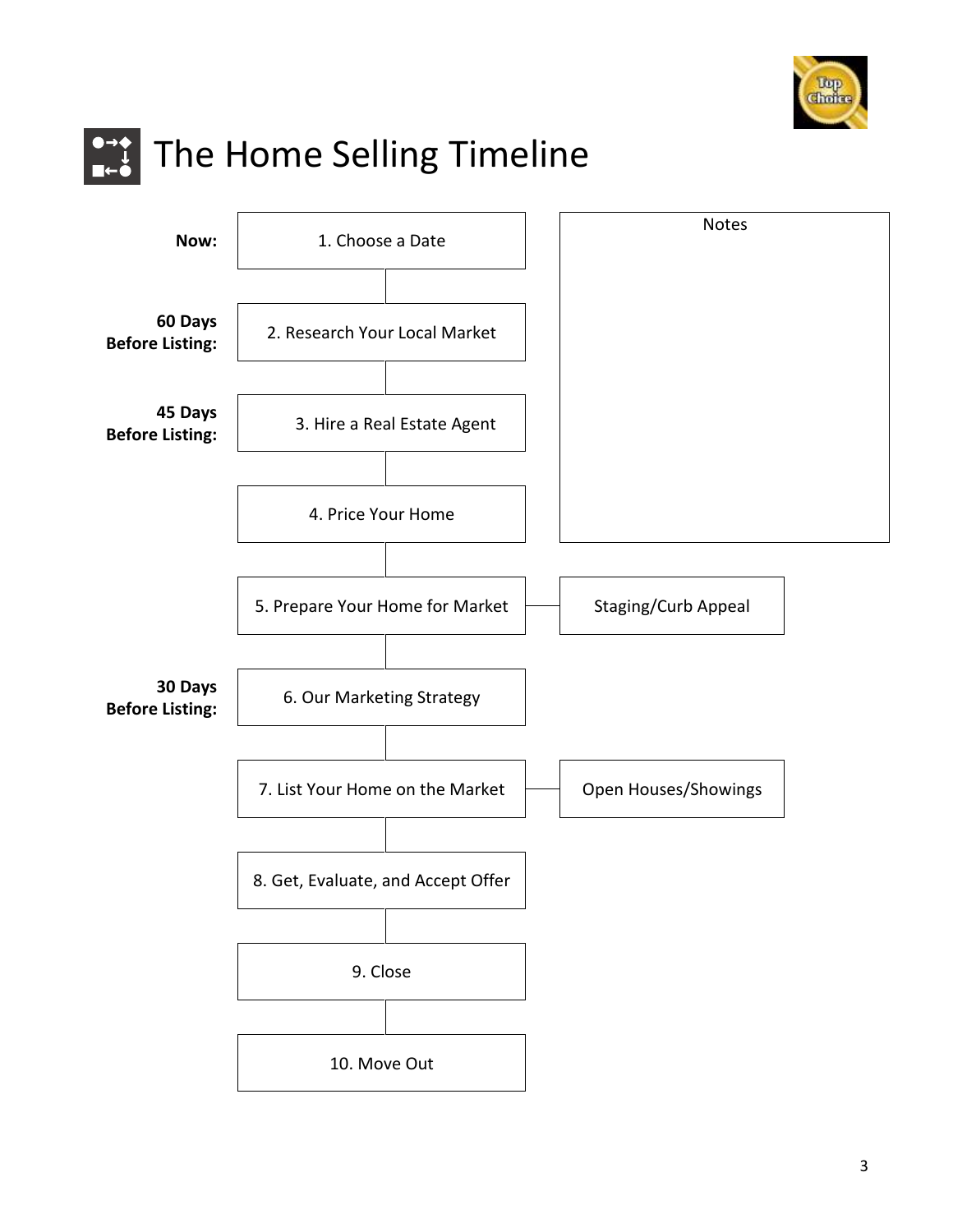# The Home Selling Timeline

| Timeline | Step | Related |
|---|---|---|
| **Now:** | 1. Choose a Date | |
| **60 Days Before Listing:** | 2. Research Your Local Market | |
| **45 Days Before Listing:** | 3. Hire a Real Estate Agent | |
| | 4. Price Your Home | |
| | 5. Prepare Your Home for Market | Staging/Curb Appeal |
| **30 Days Before Listing:** | 6. Our Marketing Strategy | |
| | 7. List Your Home on the Market | Open Houses/Showings |
| | 8. Get, Evaluate, and Accept Offer | |
| | 9. Close | |
| | 10. Move Out | |

Notes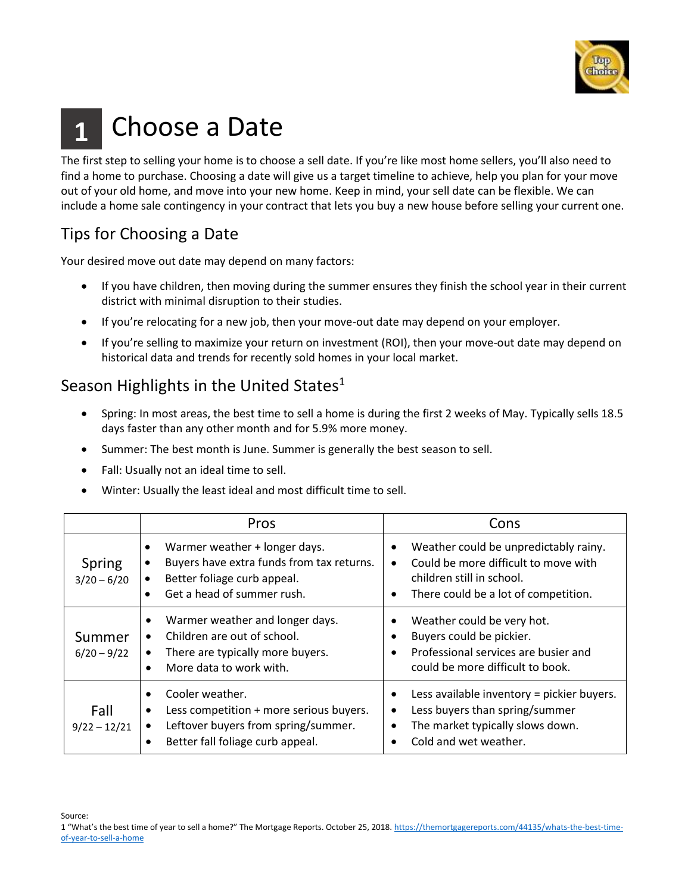# 1 Choose a Date

The first step to selling your home is to choose a sell date. If you're like most home sellers, you'll also need to find a home to purchase. Choosing a date will give us a target timeline to achieve, help you plan for your move out of your old home, and move into your new home. Keep in mind, your sell date can be flexible. We can include a home sale contingency in your contract that lets you buy a new house before selling your current one.

## Tips for Choosing a Date

Your desired move out date may depend on many factors:

- If you have children, then moving during the summer ensures they finish the school year in their current district with minimal disruption to their studies.
- If you're relocating for a new job, then your move-out date may depend on your employer.
- If you're selling to maximize your return on investment (ROI), then your move-out date may depend on historical data and trends for recently sold homes in your local market.

## Season Highlights in the United States[1]

- Spring: In most areas, the best time to sell a home is during the first 2 weeks of May. Typically sells 18.5 days faster than any other month and for 5.9% more money.
- Summer: The best month is June. Summer is generally the best season to sell.
- Fall: Usually not an ideal time to sell.
- Winter: Usually the least ideal and most difficult time to sell.

| | Pros | Cons |
|---|---|---|
| Spring 3/20 – 6/20 | • Warmer weather + longer days.<br>• Buyers have extra funds from tax returns.<br>• Better foliage curb appeal.<br>• Get a head of summer rush. | • Weather could be unpredictably rainy.<br>• Could be more difficult to move with children still in school.<br>• There could be a lot of competition. |
| Summer 6/20 – 9/22 | • Warmer weather and longer days.<br>• Children are out of school.<br>• There are typically more buyers.<br>• More data to work with. | • Weather could be very hot.<br>• Buyers could be pickier.<br>• Professional services are busier and could be more difficult to book. |
| Fall 9/22 – 12/21 | • Cooler weather.<br>• Less competition + more serious buyers.<br>• Leftover buyers from spring/summer.<br>• Better fall foliage curb appeal. | • Less available inventory = pickier buyers.<br>• Less buyers than spring/summer<br>• The market typically slows down.<br>• Cold and wet weather. |

Source:
1 "What's the best time of year to sell a home?" The Mortgage Reports. October 25, 2018. https://themortgagereports.com/44135/whats-the-best-time-of-year-to-sell-a-home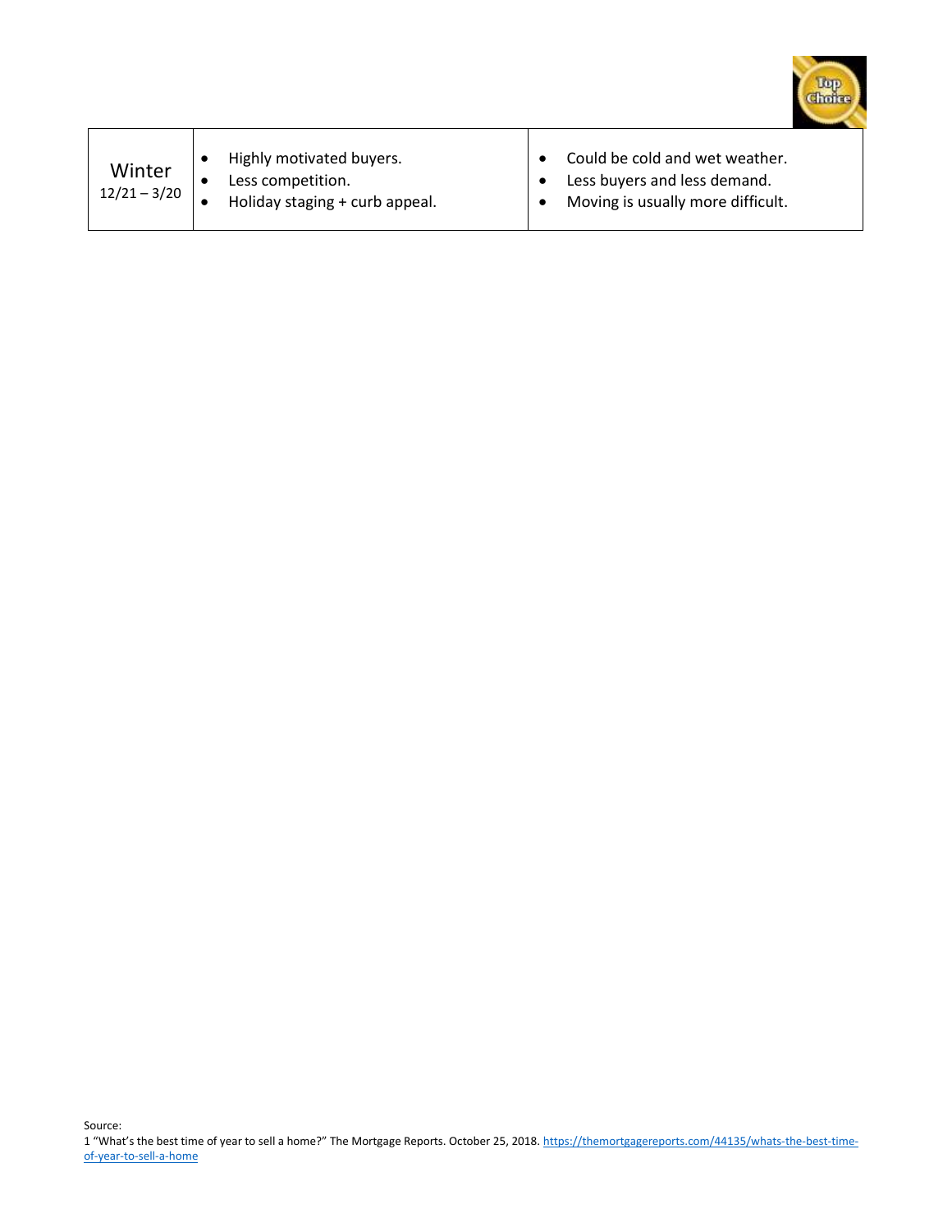| Winter 12/21 – 3/20 | • Highly motivated buyers.<br>• Less competition.<br>• Holiday staging + curb appeal. | • Could be cold and wet weather.<br>• Less buyers and less demand.<br>• Moving is usually more difficult. |
|---|---|---|

Source:
1 "What's the best time of year to sell a home?" The Mortgage Reports. October 25, 2018. https://themortgagereports.com/44135/whats-the-best-time-of-year-to-sell-a-home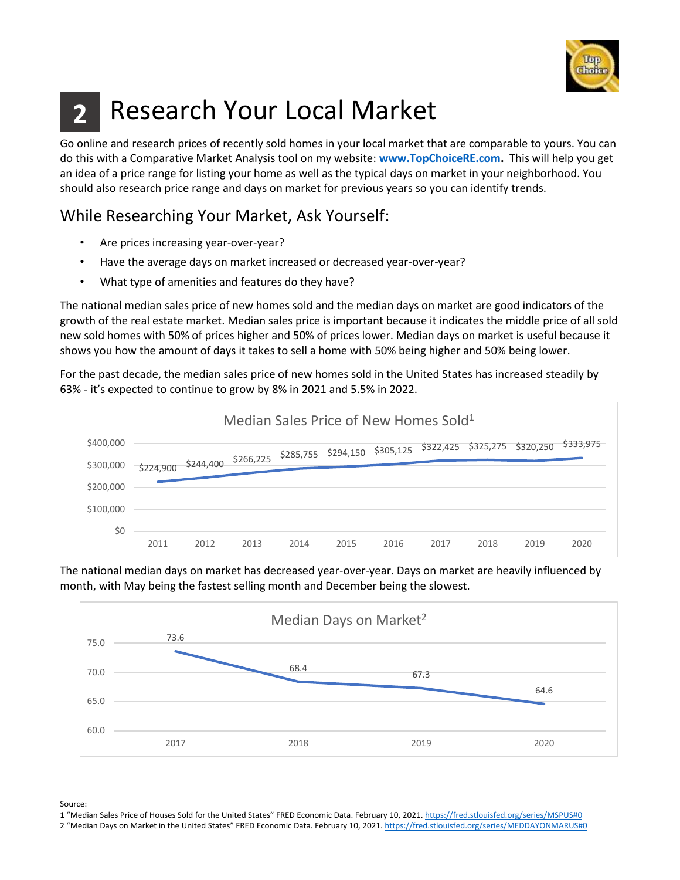# 2 Research Your Local Market

Go online and research prices of recently sold homes in your local market that are comparable to yours. You can do this with a Comparative Market Analysis tool on my website: **www.TopChoiceRE.com.** This will help you get an idea of a price range for listing your home as well as the typical days on market in your neighborhood. You should also research price range and days on market for previous years so you can identify trends.

## While Researching Your Market, Ask Yourself:

- Are prices increasing year-over-year?
- Have the average days on market increased or decreased year-over-year?
- What type of amenities and features do they have?

The national median sales price of new homes sold and the median days on market are good indicators of the growth of the real estate market. Median sales price is important because it indicates the middle price of all sold new sold homes with 50% of prices higher and 50% of prices lower. Median days on market is useful because it shows you how the amount of days it takes to sell a home with 50% being higher and 50% being lower.

For the past decade, the median sales price of new homes sold in the United States has increased steadily by 63% - it's expected to continue to grow by 8% in 2021 and 5.5% in 2022.

**Median Sales Price of New Homes Sold[1]**

| Year | Median Sales Price |
|---|---|
| 2011 | $224,900 |
| 2012 | $244,400 |
| 2013 | $266,225 |
| 2014 | $285,755 |
| 2015 | $294,150 |
| 2016 | $305,125 |
| 2017 | $322,425 |
| 2018 | $325,275 |
| 2019 | $320,250 |
| 2020 | $333,975 |

The national median days on market has decreased year-over-year. Days on market are heavily influenced by month, with May being the fastest selling month and December being the slowest.

**Median Days on Market[2]**

| Year | Median Days on Market |
|---|---|
| 2017 | 73.6 |
| 2018 | 68.4 |
| 2019 | 67.3 |
| 2020 | 64.6 |

Source:

1 "Median Sales Price of Houses Sold for the United States" FRED Economic Data. February 10, 2021. https://fred.stlouisfed.org/series/MSPUS#0

2 "Median Days on Market in the United States" FRED Economic Data. February 10, 2021. https://fred.stlouisfed.org/series/MEDDAYONMARUS#0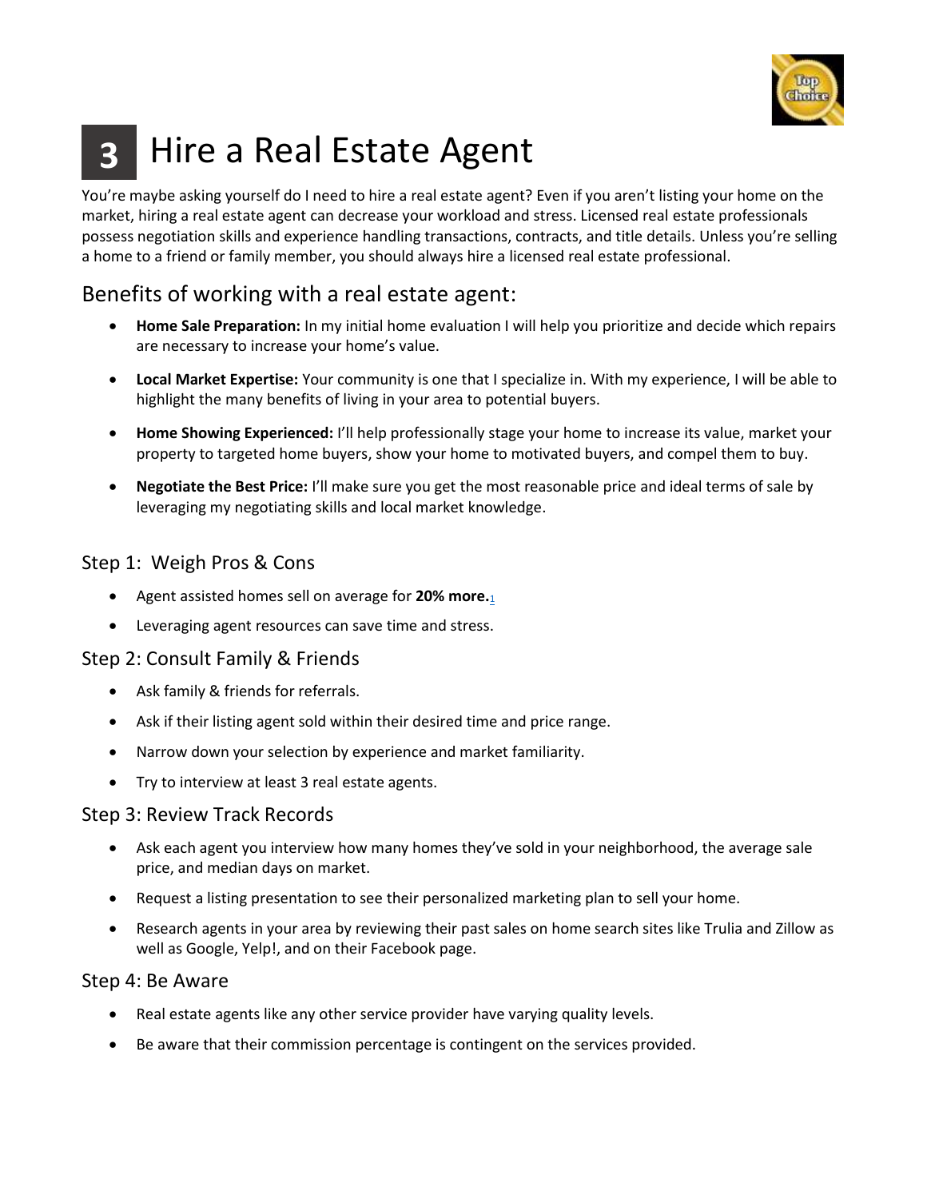# 3 Hire a Real Estate Agent

You're maybe asking yourself do I need to hire a real estate agent? Even if you aren't listing your home on the market, hiring a real estate agent can decrease your workload and stress. Licensed real estate professionals possess negotiation skills and experience handling transactions, contracts, and title details. Unless you're selling a home to a friend or family member, you should always hire a licensed real estate professional.

## Benefits of working with a real estate agent:

- **Home Sale Preparation:** In my initial home evaluation I will help you prioritize and decide which repairs are necessary to increase your home's value.
- **Local Market Expertise:** Your community is one that I specialize in. With my experience, I will be able to highlight the many benefits of living in your area to potential buyers.
- **Home Showing Experienced:** I'll help professionally stage your home to increase its value, market your property to targeted home buyers, show your home to motivated buyers, and compel them to buy.
- **Negotiate the Best Price:** I'll make sure you get the most reasonable price and ideal terms of sale by leveraging my negotiating skills and local market knowledge.

### Step 1: Weigh Pros & Cons

- Agent assisted homes sell on average for **20% more.**[1]
- Leveraging agent resources can save time and stress.

### Step 2: Consult Family & Friends

- Ask family & friends for referrals.
- Ask if their listing agent sold within their desired time and price range.
- Narrow down your selection by experience and market familiarity.
- Try to interview at least 3 real estate agents.

### Step 3: Review Track Records

- Ask each agent you interview how many homes they've sold in your neighborhood, the average sale price, and median days on market.
- Request a listing presentation to see their personalized marketing plan to sell your home.
- Research agents in your area by reviewing their past sales on home search sites like Trulia and Zillow as well as Google, Yelp!, and on their Facebook page.

### Step 4: Be Aware

- Real estate agents like any other service provider have varying quality levels.
- Be aware that their commission percentage is contingent on the services provided.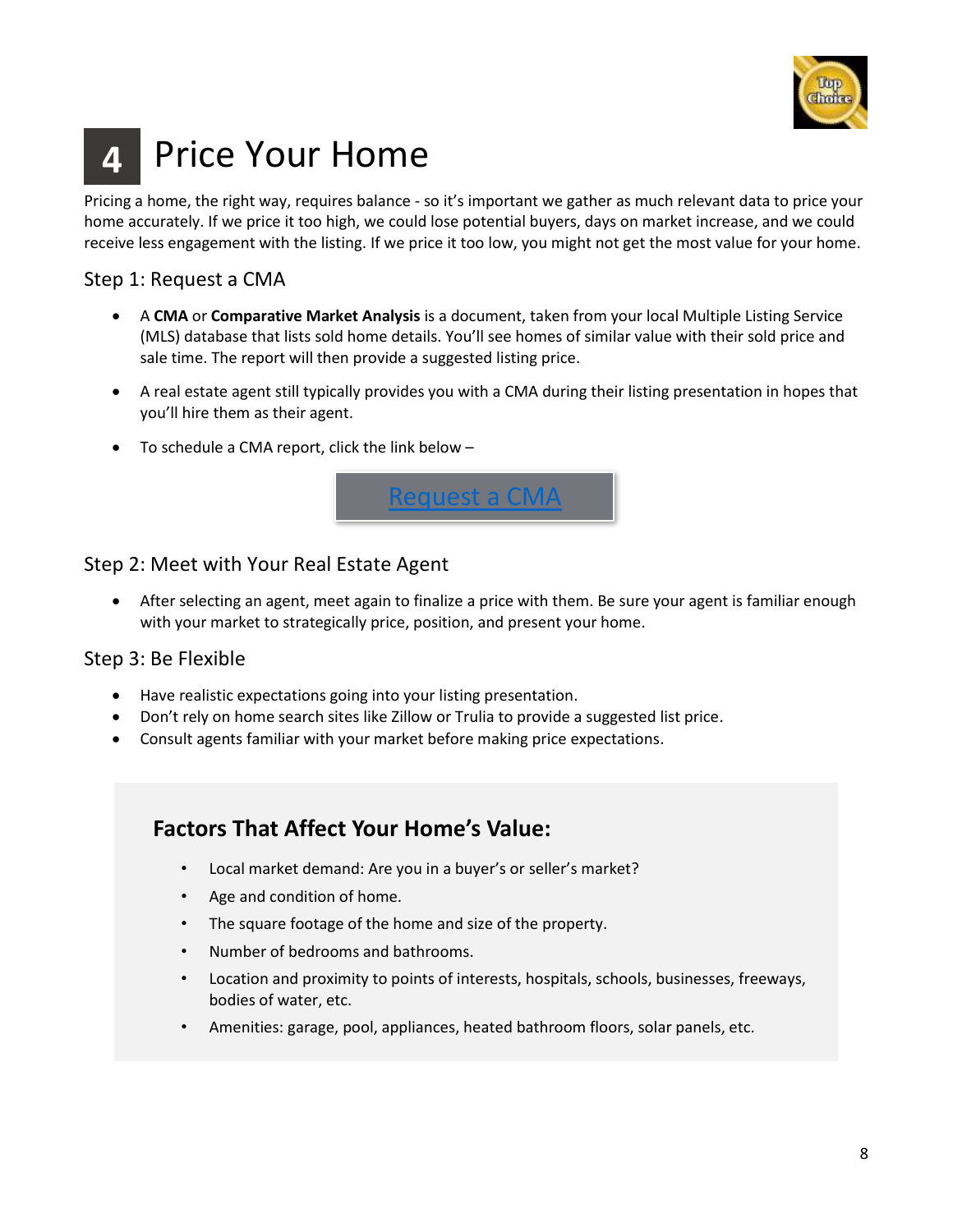# 4 Price Your Home

Pricing a home, the right way, requires balance - so it's important we gather as much relevant data to price your home accurately. If we price it too high, we could lose potential buyers, days on market increase, and we could receive less engagement with the listing. If we price it too low, you might not get the most value for your home.

## Step 1: Request a CMA

- A **CMA** or **Comparative Market Analysis** is a document, taken from your local Multiple Listing Service (MLS) database that lists sold home details. You'll see homes of similar value with their sold price and sale time. The report will then provide a suggested listing price.
- A real estate agent still typically provides you with a CMA during their listing presentation in hopes that you'll hire them as their agent.
- To schedule a CMA report, click the link below –

Request a CMA

## Step 2: Meet with Your Real Estate Agent

- After selecting an agent, meet again to finalize a price with them. Be sure your agent is familiar enough with your market to strategically price, position, and present your home.

## Step 3: Be Flexible

- Have realistic expectations going into your listing presentation.
- Don't rely on home search sites like Zillow or Trulia to provide a suggested list price.
- Consult agents familiar with your market before making price expectations.

### Factors That Affect Your Home's Value:

- Local market demand: Are you in a buyer's or seller's market?
- Age and condition of home.
- The square footage of the home and size of the property.
- Number of bedrooms and bathrooms.
- Location and proximity to points of interests, hospitals, schools, businesses, freeways, bodies of water, etc.
- Amenities: garage, pool, appliances, heated bathroom floors, solar panels, etc.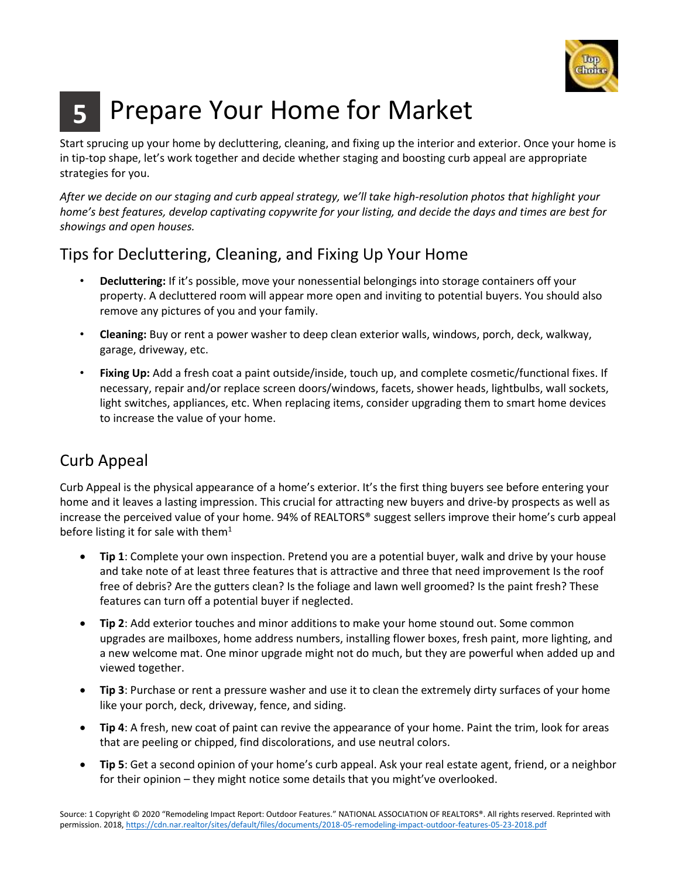# 5 Prepare Your Home for Market

Start sprucing up your home by decluttering, cleaning, and fixing up the interior and exterior. Once your home is in tip-top shape, let's work together and decide whether staging and boosting curb appeal are appropriate strategies for you.

*After we decide on our staging and curb appeal strategy, we'll take high-resolution photos that highlight your home's best features, develop captivating copywrite for your listing, and decide the days and times are best for showings and open houses.*

## Tips for Decluttering, Cleaning, and Fixing Up Your Home

- **Decluttering:** If it's possible, move your nonessential belongings into storage containers off your property. A decluttered room will appear more open and inviting to potential buyers. You should also remove any pictures of you and your family.
- **Cleaning:** Buy or rent a power washer to deep clean exterior walls, windows, porch, deck, walkway, garage, driveway, etc.
- **Fixing Up:** Add a fresh coat a paint outside/inside, touch up, and complete cosmetic/functional fixes. If necessary, repair and/or replace screen doors/windows, facets, shower heads, lightbulbs, wall sockets, light switches, appliances, etc. When replacing items, consider upgrading them to smart home devices to increase the value of your home.

## Curb Appeal

Curb Appeal is the physical appearance of a home's exterior. It's the first thing buyers see before entering your home and it leaves a lasting impression. This crucial for attracting new buyers and drive-by prospects as well as increase the perceived value of your home. 94% of REALTORS® suggest sellers improve their home's curb appeal before listing it for sale with them[1]

- **Tip 1**: Complete your own inspection. Pretend you are a potential buyer, walk and drive by your house and take note of at least three features that is attractive and three that need improvement Is the roof free of debris? Are the gutters clean? Is the foliage and lawn well groomed? Is the paint fresh? These features can turn off a potential buyer if neglected.
- **Tip 2**: Add exterior touches and minor additions to make your home stound out. Some common upgrades are mailboxes, home address numbers, installing flower boxes, fresh paint, more lighting, and a new welcome mat. One minor upgrade might not do much, but they are powerful when added up and viewed together.
- **Tip 3**: Purchase or rent a pressure washer and use it to clean the extremely dirty surfaces of your home like your porch, deck, driveway, fence, and siding.
- **Tip 4**: A fresh, new coat of paint can revive the appearance of your home. Paint the trim, look for areas that are peeling or chipped, find discolorations, and use neutral colors.
- **Tip 5**: Get a second opinion of your home's curb appeal. Ask your real estate agent, friend, or a neighbor for their opinion – they might notice some details that you might've overlooked.

Source: 1 Copyright © 2020 "Remodeling Impact Report: Outdoor Features." NATIONAL ASSOCIATION OF REALTORS®. All rights reserved. Reprinted with permission. 2018, https://cdn.nar.realtor/sites/default/files/documents/2018-05-remodeling-impact-outdoor-features-05-23-2018.pdf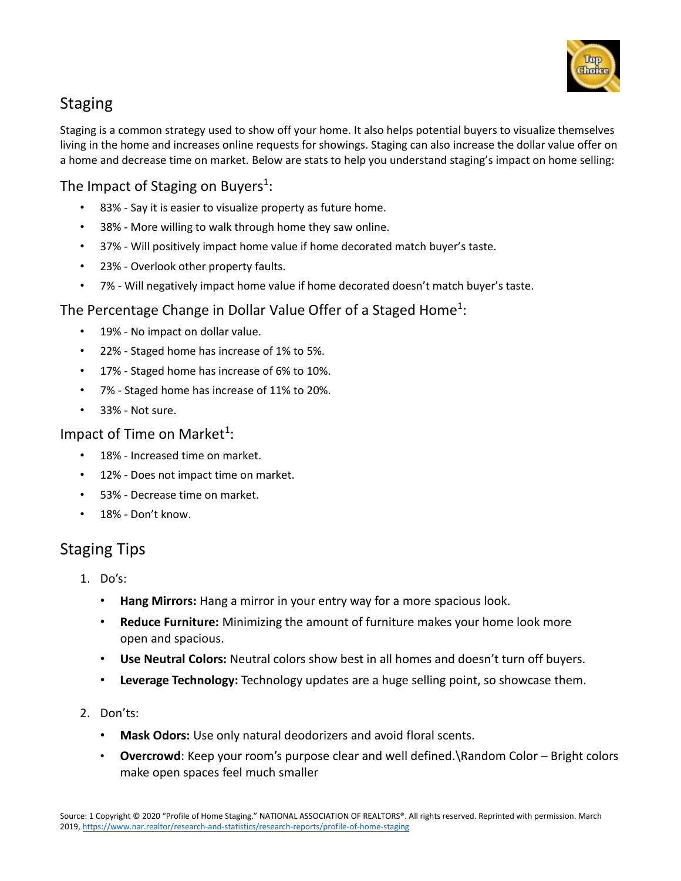## Staging

Staging is a common strategy used to show off your home. It also helps potential buyers to visualize themselves living in the home and increases online requests for showings. Staging can also increase the dollar value offer on a home and decrease time on market. Below are stats to help you understand staging's impact on home selling:

### The Impact of Staging on Buyers[1]:

- 83% - Say it is easier to visualize property as future home.
- 38% - More willing to walk through home they saw online.
- 37% - Will positively impact home value if home decorated match buyer's taste.
- 23% - Overlook other property faults.
- 7% - Will negatively impact home value if home decorated doesn't match buyer's taste.

### The Percentage Change in Dollar Value Offer of a Staged Home[1]:

- 19% - No impact on dollar value.
- 22% - Staged home has increase of 1% to 5%.
- 17% - Staged home has increase of 6% to 10%.
- 7% - Staged home has increase of 11% to 20%.
- 33% - Not sure.

### Impact of Time on Market[1]:

- 18% - Increased time on market.
- 12% - Does not impact time on market.
- 53% - Decrease time on market.
- 18% - Don't know.

## Staging Tips

1. Do's:
   - **Hang Mirrors:** Hang a mirror in your entry way for a more spacious look.
   - **Reduce Furniture:** Minimizing the amount of furniture makes your home look more open and spacious.
   - **Use Neutral Colors:** Neutral colors show best in all homes and doesn't turn off buyers.
   - **Leverage Technology:** Technology updates are a huge selling point, so showcase them.

2. Don'ts:
   - **Mask Odors:** Use only natural deodorizers and avoid floral scents.
   - **Overcrowd**: Keep your room's purpose clear and well defined.\Random Color – Bright colors make open spaces feel much smaller

Source: 1 Copyright © 2020 "Profile of Home Staging." NATIONAL ASSOCIATION OF REALTORS®. All rights reserved. Reprinted with permission. March 2019, https://www.nar.realtor/research-and-statistics/research-reports/profile-of-home-staging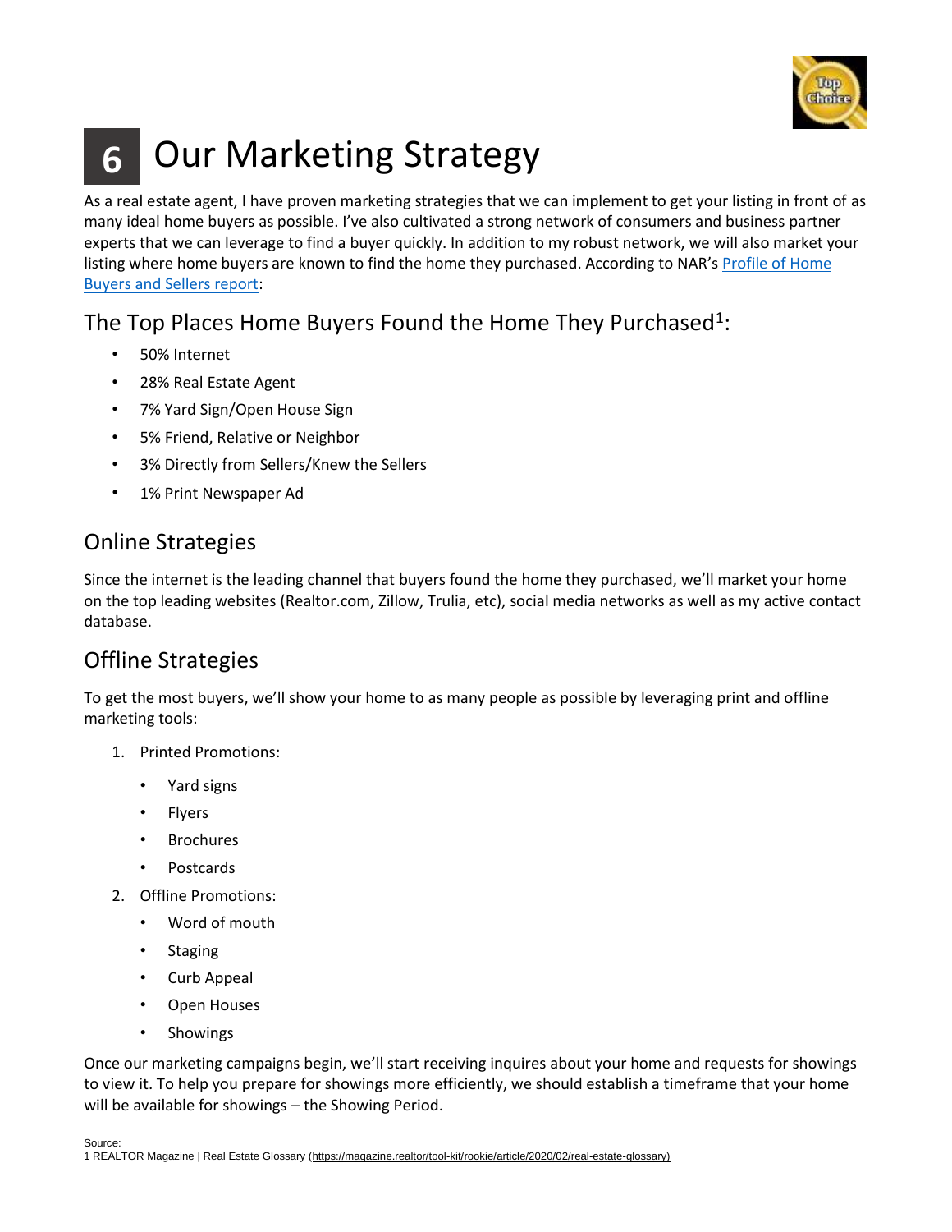# 6 Our Marketing Strategy

As a real estate agent, I have proven marketing strategies that we can implement to get your listing in front of as many ideal home buyers as possible. I've also cultivated a strong network of consumers and business partner experts that we can leverage to find a buyer quickly. In addition to my robust network, we will also market your listing where home buyers are known to find the home they purchased. According to NAR's [Profile of Home Buyers and Sellers report](#):

## The Top Places Home Buyers Found the Home They Purchased[1]:

- 50% Internet
- 28% Real Estate Agent
- 7% Yard Sign/Open House Sign
- 5% Friend, Relative or Neighbor
- 3% Directly from Sellers/Knew the Sellers
- 1% Print Newspaper Ad

## Online Strategies

Since the internet is the leading channel that buyers found the home they purchased, we'll market your home on the top leading websites (Realtor.com, Zillow, Trulia, etc), social media networks as well as my active contact database.

## Offline Strategies

To get the most buyers, we'll show your home to as many people as possible by leveraging print and offline marketing tools:

1. Printed Promotions:
   - Yard signs
   - Flyers
   - Brochures
   - Postcards
2. Offline Promotions:
   - Word of mouth
   - Staging
   - Curb Appeal
   - Open Houses
   - Showings

Once our marketing campaigns begin, we'll start receiving inquires about your home and requests for showings to view it. To help you prepare for showings more efficiently, we should establish a timeframe that your home will be available for showings – the Showing Period.

Source:
1 REALTOR Magazine | Real Estate Glossary (https://magazine.realtor/tool-kit/rookie/article/2020/02/real-estate-glossary)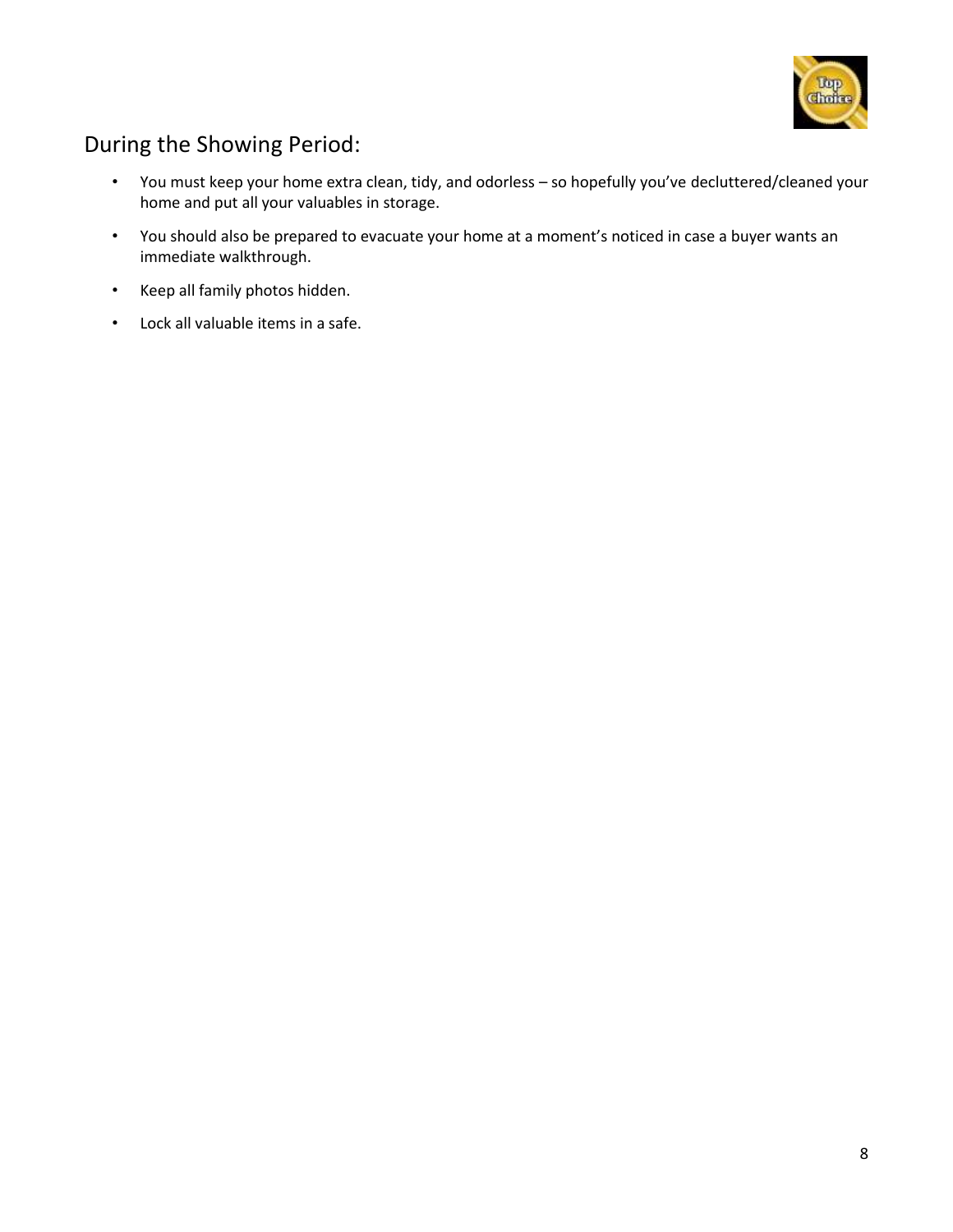## During the Showing Period:

- You must keep your home extra clean, tidy, and odorless – so hopefully you've decluttered/cleaned your home and put all your valuables in storage.
- You should also be prepared to evacuate your home at a moment's noticed in case a buyer wants an immediate walkthrough.
- Keep all family photos hidden.
- Lock all valuable items in a safe.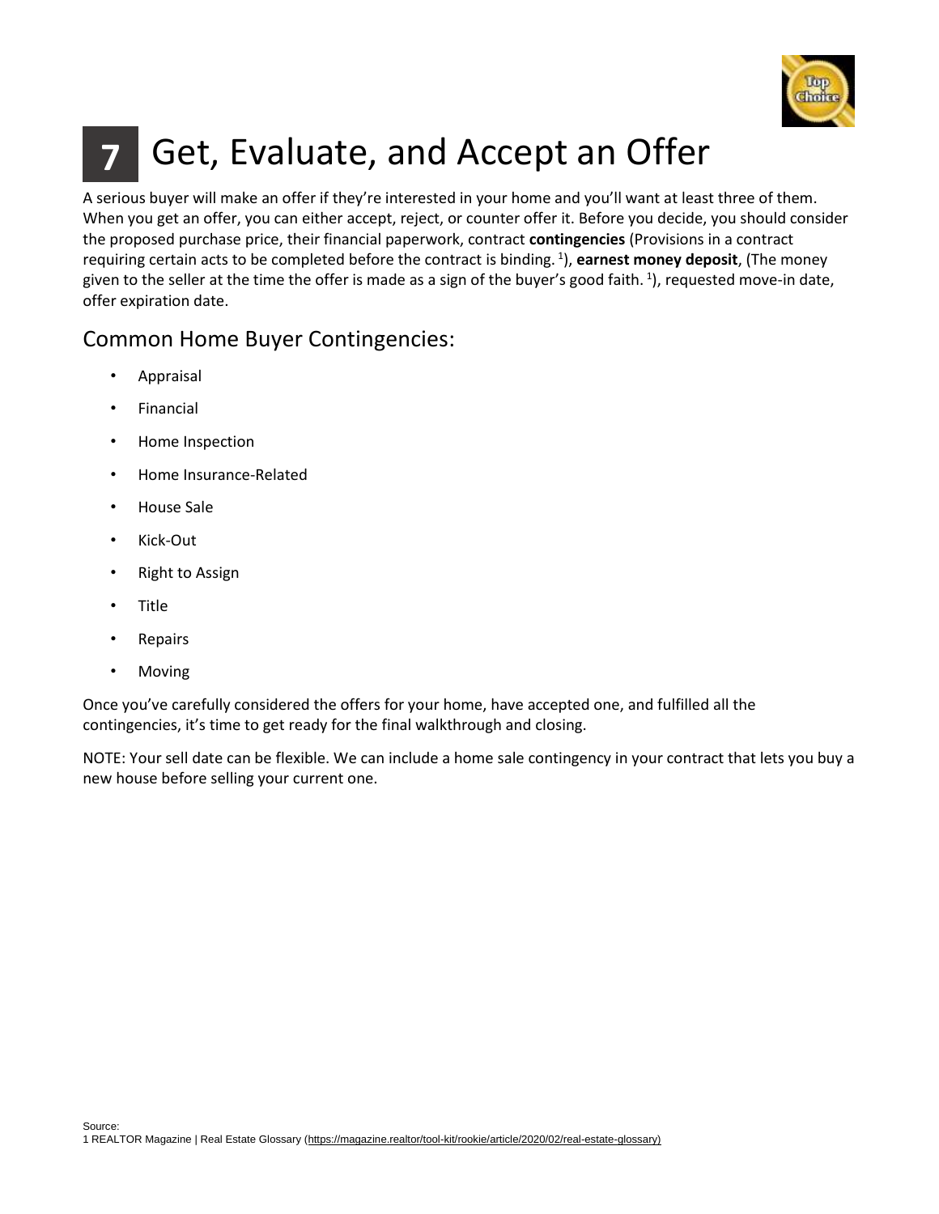# 7 Get, Evaluate, and Accept an Offer

A serious buyer will make an offer if they're interested in your home and you'll want at least three of them. When you get an offer, you can either accept, reject, or counter offer it. Before you decide, you should consider the proposed purchase price, their financial paperwork, contract **contingencies** (Provisions in a contract requiring certain acts to be completed before the contract is binding. [1]), **earnest money deposit**, (The money given to the seller at the time the offer is made as a sign of the buyer's good faith. [1]), requested move-in date, offer expiration date.

## Common Home Buyer Contingencies:

- Appraisal
- Financial
- Home Inspection
- Home Insurance-Related
- House Sale
- Kick-Out
- Right to Assign
- Title
- Repairs
- Moving

Once you've carefully considered the offers for your home, have accepted one, and fulfilled all the contingencies, it's time to get ready for the final walkthrough and closing.

NOTE: Your sell date can be flexible. We can include a home sale contingency in your contract that lets you buy a new house before selling your current one.

Source:
1 REALTOR Magazine | Real Estate Glossary (https://magazine.realtor/tool-kit/rookie/article/2020/02/real-estate-glossary)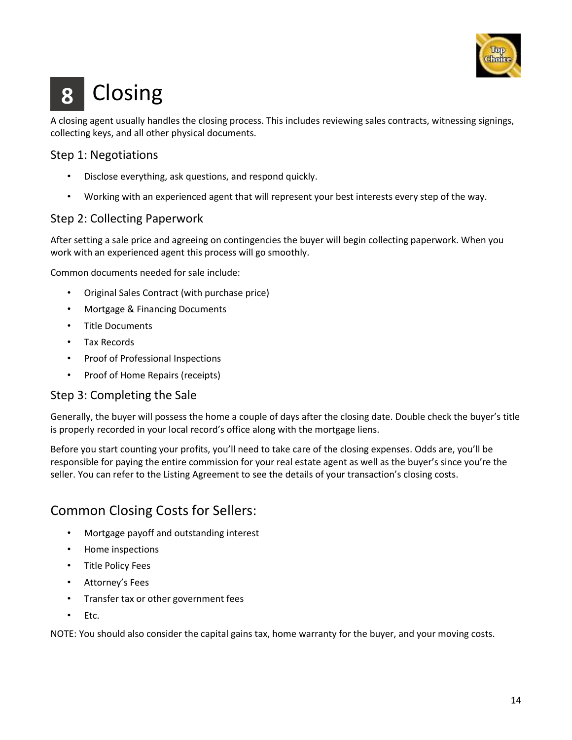# 8 Closing

A closing agent usually handles the closing process. This includes reviewing sales contracts, witnessing signings, collecting keys, and all other physical documents.

## Step 1: Negotiations

- Disclose everything, ask questions, and respond quickly.
- Working with an experienced agent that will represent your best interests every step of the way.

## Step 2: Collecting Paperwork

After setting a sale price and agreeing on contingencies the buyer will begin collecting paperwork. When you work with an experienced agent this process will go smoothly.

Common documents needed for sale include:

- Original Sales Contract (with purchase price)
- Mortgage & Financing Documents
- Title Documents
- Tax Records
- Proof of Professional Inspections
- Proof of Home Repairs (receipts)

## Step 3: Completing the Sale

Generally, the buyer will possess the home a couple of days after the closing date. Double check the buyer's title is properly recorded in your local record's office along with the mortgage liens.

Before you start counting your profits, you'll need to take care of the closing expenses. Odds are, you'll be responsible for paying the entire commission for your real estate agent as well as the buyer's since you're the seller. You can refer to the Listing Agreement to see the details of your transaction's closing costs.

## Common Closing Costs for Sellers:

- Mortgage payoff and outstanding interest
- Home inspections
- Title Policy Fees
- Attorney's Fees
- Transfer tax or other government fees
- Etc.

NOTE: You should also consider the capital gains tax, home warranty for the buyer, and your moving costs.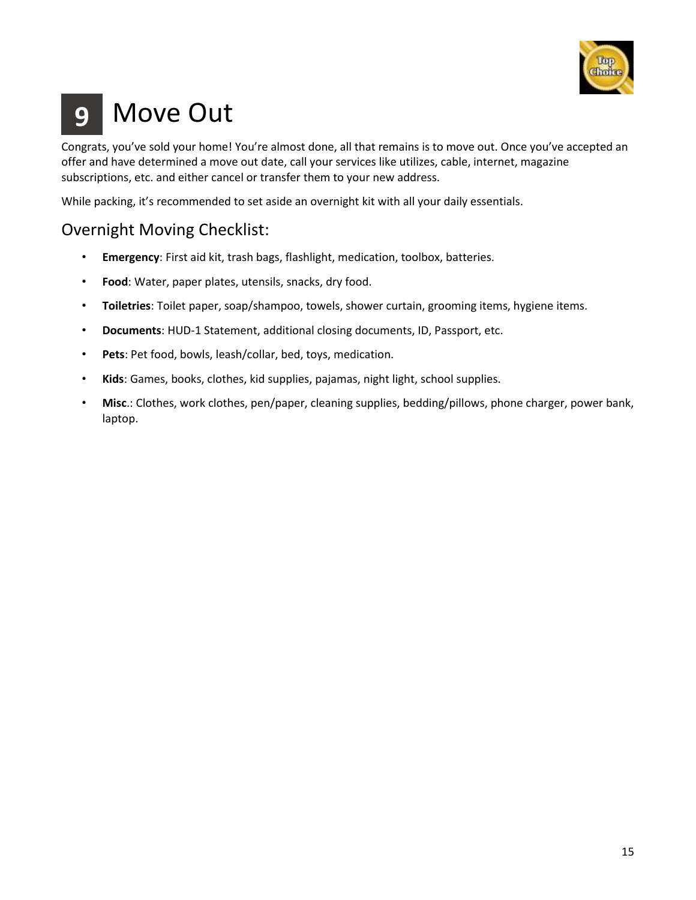# 9 Move Out

Congrats, you've sold your home! You're almost done, all that remains is to move out. Once you've accepted an offer and have determined a move out date, call your services like utilizes, cable, internet, magazine subscriptions, etc. and either cancel or transfer them to your new address.

While packing, it's recommended to set aside an overnight kit with all your daily essentials.

## Overnight Moving Checklist:

- **Emergency**: First aid kit, trash bags, flashlight, medication, toolbox, batteries.
- **Food**: Water, paper plates, utensils, snacks, dry food.
- **Toiletries**: Toilet paper, soap/shampoo, towels, shower curtain, grooming items, hygiene items.
- **Documents**: HUD-1 Statement, additional closing documents, ID, Passport, etc.
- **Pets**: Pet food, bowls, leash/collar, bed, toys, medication.
- **Kids**: Games, books, clothes, kid supplies, pajamas, night light, school supplies.
- **Misc.**: Clothes, work clothes, pen/paper, cleaning supplies, bedding/pillows, phone charger, power bank, laptop.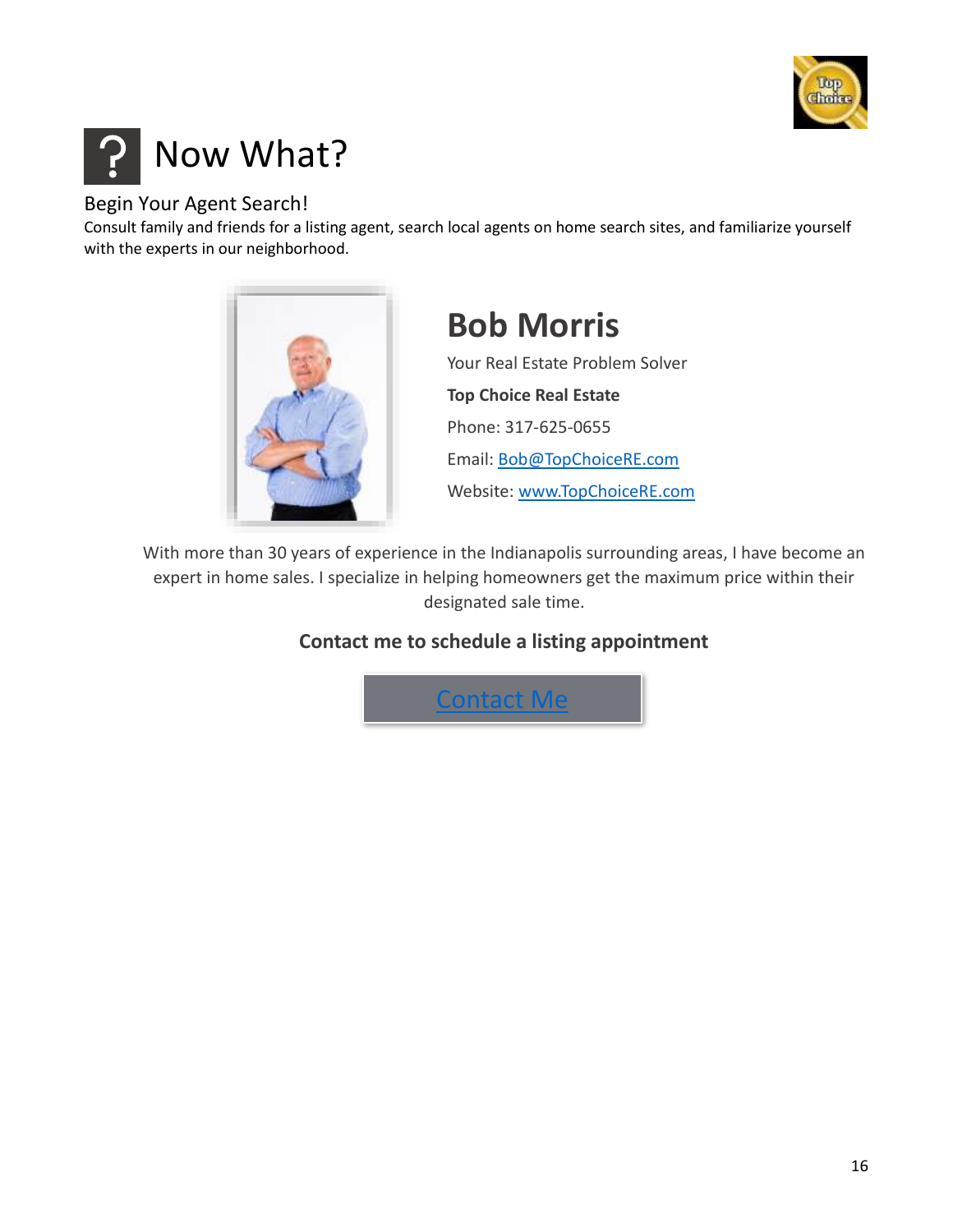# Now What?

## Begin Your Agent Search!

Consult family and friends for a listing agent, search local agents on home search sites, and familiarize yourself with the experts in our neighborhood.

## Bob Morris

Your Real Estate Problem Solver

**Top Choice Real Estate**

Phone: 317-625-0655

Email: Bob@TopChoiceRE.com

Website: www.TopChoiceRE.com

With more than 30 years of experience in the Indianapolis surrounding areas, I have become an expert in home sales. I specialize in helping homeowners get the maximum price within their designated sale time.

**Contact me to schedule a listing appointment**

Contact Me